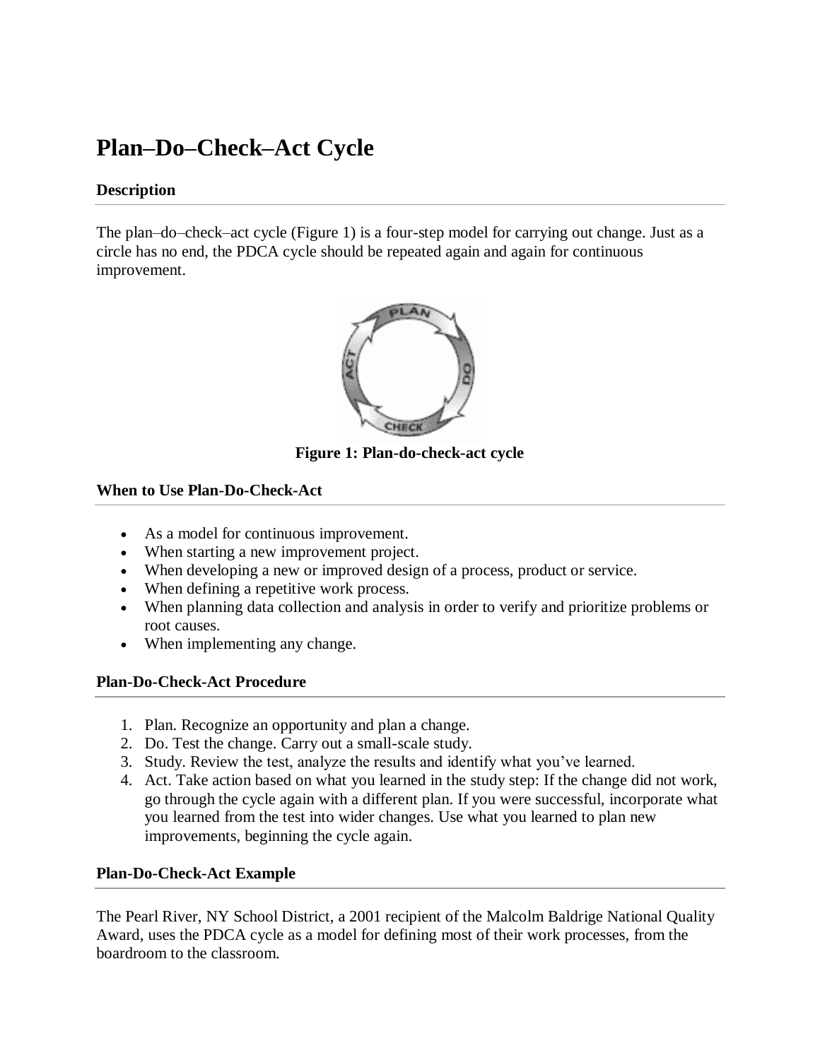# Plan–Do–Check–Act Cycle

### Description

The plan–do–check–act cycle (Figure 1) is a four-step model for carrying out change. Just as a circle has no end, the PDCA cycle should be repeated again and again for continuous improvement.

**Figure 1: Plan-do-check-act cycle**

### When to Use Plan-Do-Check-Act

- As a model for continuous improvement.
- When starting a new improvement project.
- When developing a new or improved design of a process, product or service.
- When defining a repetitive work process.
- When planning data collection and analysis in order to verify and prioritize problems or root causes.
- When implementing any change.

### Plan-Do-Check-Act Procedure

1. Plan. Recognize an opportunity and plan a change.
2. Do. Test the change. Carry out a small-scale study.
3. Study. Review the test, analyze the results and identify what you've learned.
4. Act. Take action based on what you learned in the study step: If the change did not work, go through the cycle again with a different plan. If you were successful, incorporate what you learned from the test into wider changes. Use what you learned to plan new improvements, beginning the cycle again.

### Plan-Do-Check-Act Example

The Pearl River, NY School District, a 2001 recipient of the Malcolm Baldrige National Quality Award, uses the PDCA cycle as a model for defining most of their work processes, from the boardroom to the classroom.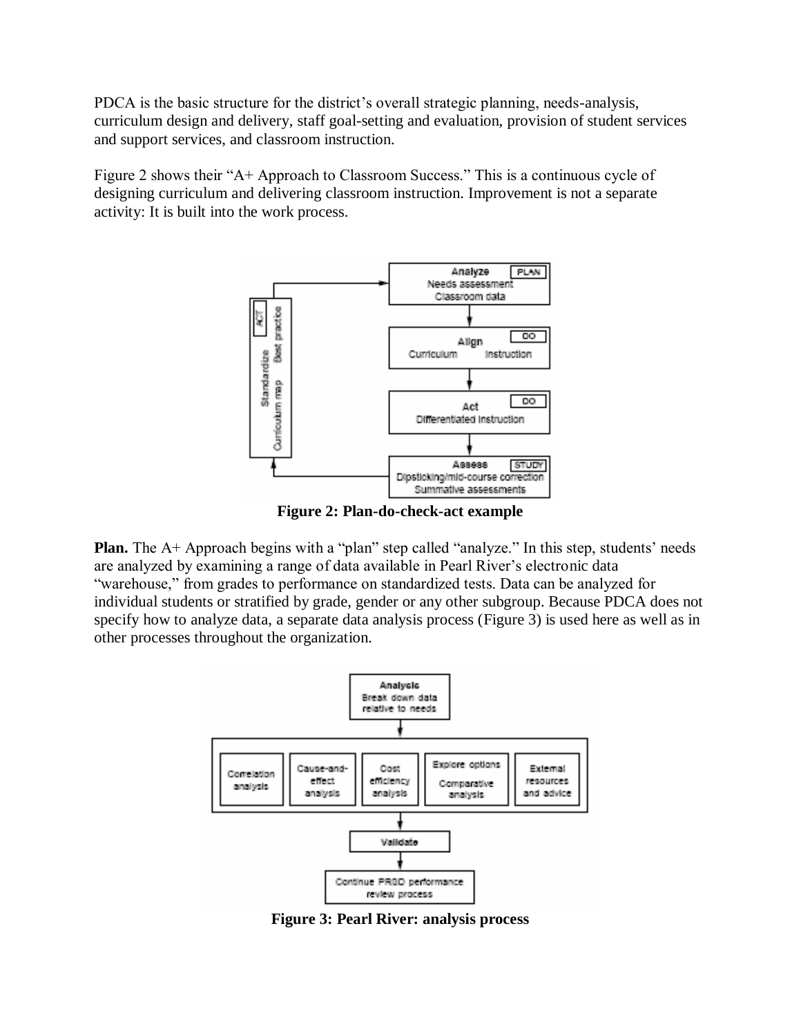PDCA is the basic structure for the district's overall strategic planning, needs-analysis, curriculum design and delivery, staff goal-setting and evaluation, provision of student services and support services, and classroom instruction.

Figure 2 shows their "A+ Approach to Classroom Success." This is a continuous cycle of designing curriculum and delivering classroom instruction. Improvement is not a separate activity: It is built into the work process.

**Figure 2: Plan-do-check-act example**

**Plan.** The A+ Approach begins with a "plan" step called "analyze." In this step, students' needs are analyzed by examining a range of data available in Pearl River's electronic data "warehouse," from grades to performance on standardized tests. Data can be analyzed for individual students or stratified by grade, gender or any other subgroup. Because PDCA does not specify how to analyze data, a separate data analysis process (Figure 3) is used here as well as in other processes throughout the organization.

**Figure 3: Pearl River: analysis process**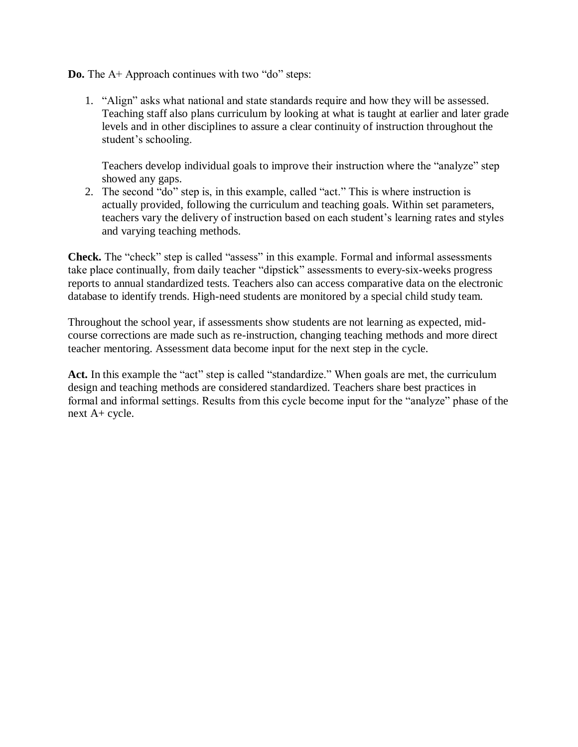**Do.** The A+ Approach continues with two "do" steps:

1. "Align" asks what national and state standards require and how they will be assessed. Teaching staff also plans curriculum by looking at what is taught at earlier and later grade levels and in other disciplines to assure a clear continuity of instruction throughout the student's schooling.

   Teachers develop individual goals to improve their instruction where the "analyze" step showed any gaps.
2. The second "do" step is, in this example, called "act." This is where instruction is actually provided, following the curriculum and teaching goals. Within set parameters, teachers vary the delivery of instruction based on each student's learning rates and styles and varying teaching methods.

**Check.** The "check" step is called "assess" in this example. Formal and informal assessments take place continually, from daily teacher "dipstick" assessments to every-six-weeks progress reports to annual standardized tests. Teachers also can access comparative data on the electronic database to identify trends. High-need students are monitored by a special child study team.

Throughout the school year, if assessments show students are not learning as expected, mid-course corrections are made such as re-instruction, changing teaching methods and more direct teacher mentoring. Assessment data become input for the next step in the cycle.

**Act.** In this example the "act" step is called "standardize." When goals are met, the curriculum design and teaching methods are considered standardized. Teachers share best practices in formal and informal settings. Results from this cycle become input for the "analyze" phase of the next A+ cycle.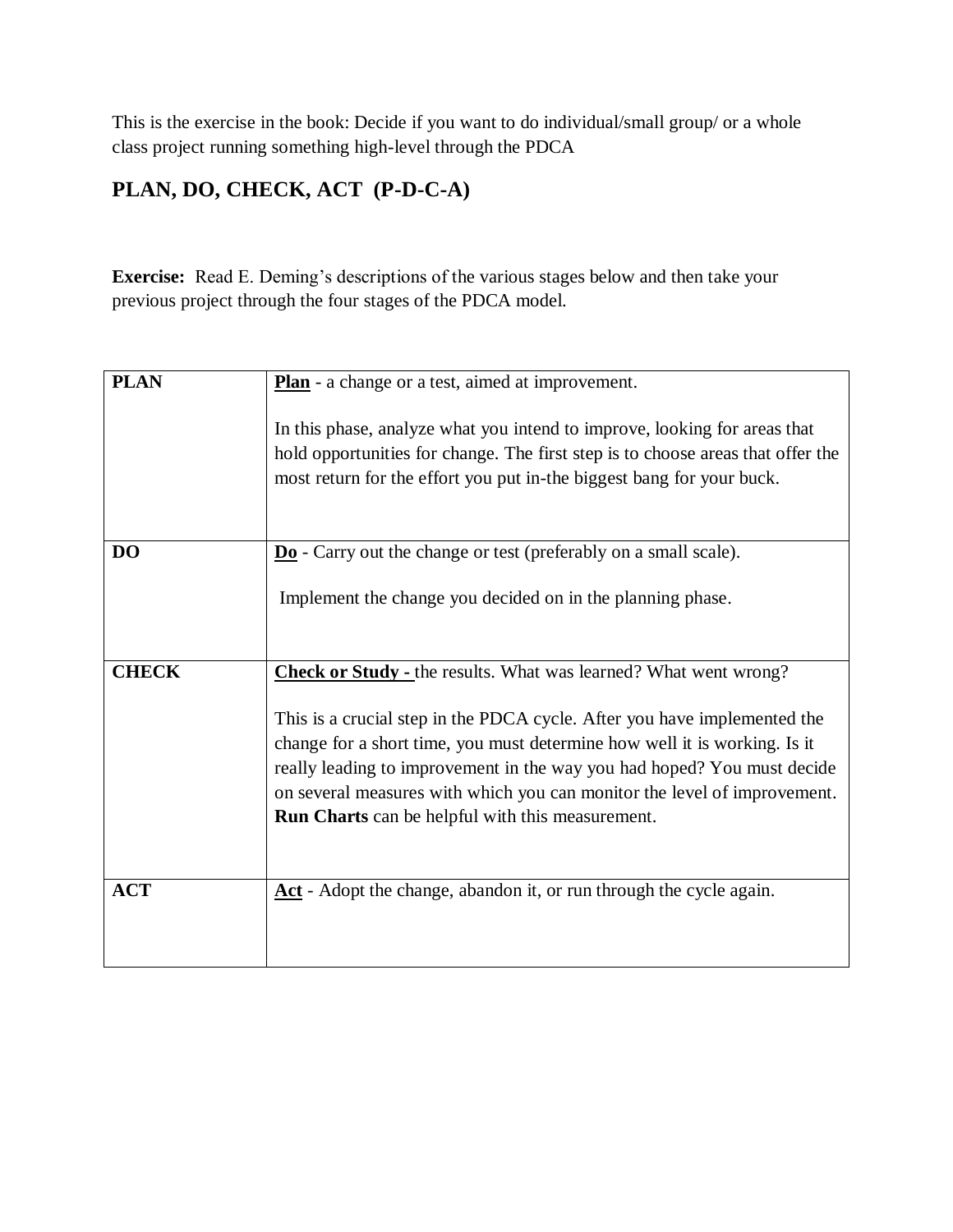This is the exercise in the book: Decide if you want to do individual/small group/ or a whole class project running something high-level through the PDCA

## PLAN, DO, CHECK, ACT (P-D-C-A)

**Exercise:** Read E. Deming's descriptions of the various stages below and then take your previous project through the four stages of the PDCA model.

| | |
|---|---|
| **PLAN** | **Plan** - a change or a test, aimed at improvement.<br><br>In this phase, analyze what you intend to improve, looking for areas that hold opportunities for change. The first step is to choose areas that offer the most return for the effort you put in-the biggest bang for your buck. |
| **DO** | **Do** - Carry out the change or test (preferably on a small scale).<br><br>Implement the change you decided on in the planning phase. |
| **CHECK** | **Check or Study -** the results. What was learned? What went wrong?<br><br>This is a crucial step in the PDCA cycle. After you have implemented the change for a short time, you must determine how well it is working. Is it really leading to improvement in the way you had hoped? You must decide on several measures with which you can monitor the level of improvement. **Run Charts** can be helpful with this measurement. |
| **ACT** | **Act** - Adopt the change, abandon it, or run through the cycle again. |